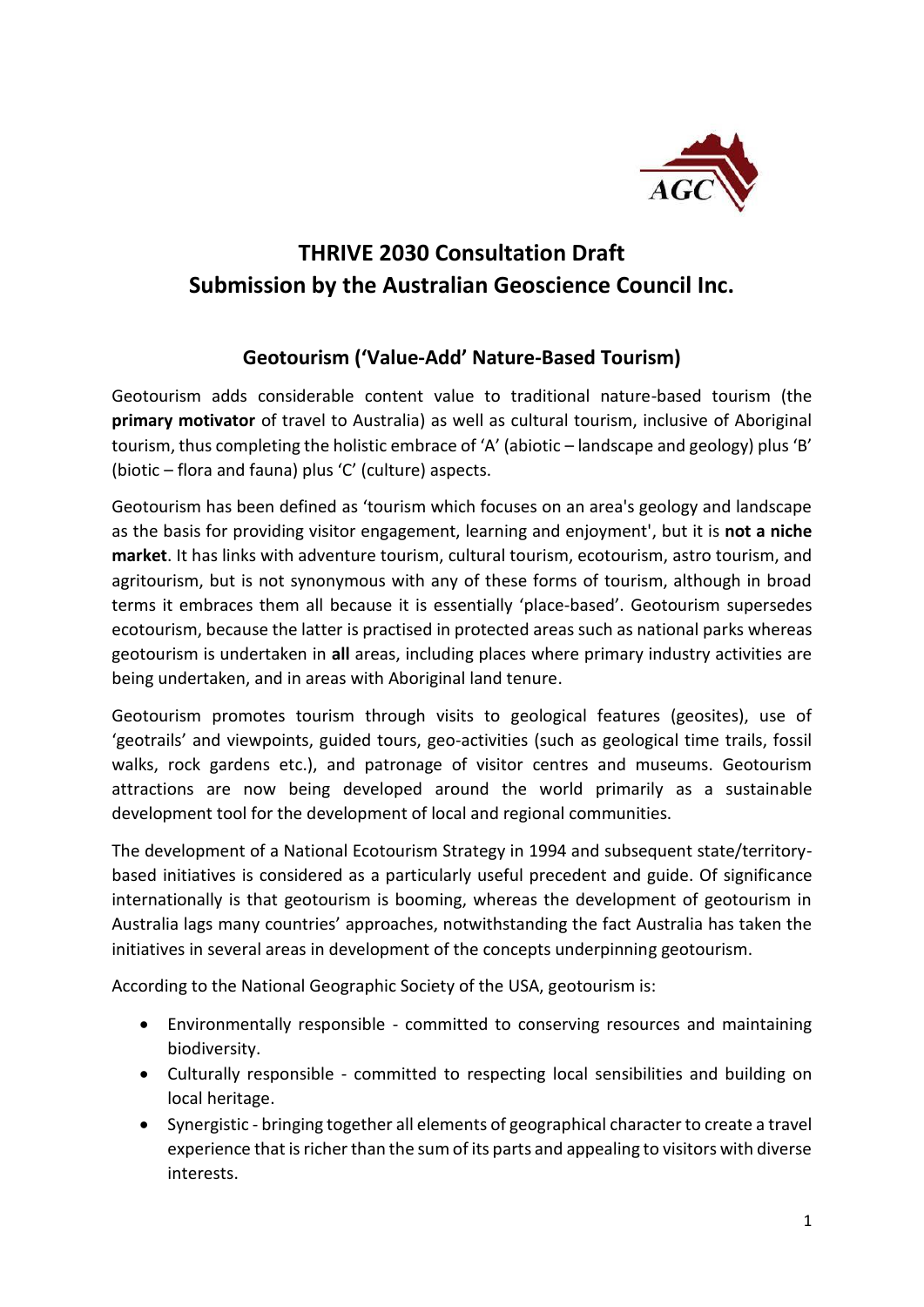# THRIVE 2030 Consultation Draft
# Submission by the Australian Geoscience Council Inc.

## Geotourism ('Value-Add' Nature-Based Tourism)

Geotourism adds considerable content value to traditional nature-based tourism (the **primary motivator** of travel to Australia) as well as cultural tourism, inclusive of Aboriginal tourism, thus completing the holistic embrace of 'A' (abiotic – landscape and geology) plus 'B' (biotic – flora and fauna) plus 'C' (culture) aspects.

Geotourism has been defined as 'tourism which focuses on an area's geology and landscape as the basis for providing visitor engagement, learning and enjoyment', but it is **not a niche market**. It has links with adventure tourism, cultural tourism, ecotourism, astro tourism, and agritourism, but is not synonymous with any of these forms of tourism, although in broad terms it embraces them all because it is essentially 'place-based'. Geotourism supersedes ecotourism, because the latter is practised in protected areas such as national parks whereas geotourism is undertaken in **all** areas, including places where primary industry activities are being undertaken, and in areas with Aboriginal land tenure.

Geotourism promotes tourism through visits to geological features (geosites), use of 'geotrails' and viewpoints, guided tours, geo-activities (such as geological time trails, fossil walks, rock gardens etc.), and patronage of visitor centres and museums. Geotourism attractions are now being developed around the world primarily as a sustainable development tool for the development of local and regional communities.

The development of a National Ecotourism Strategy in 1994 and subsequent state/territory-based initiatives is considered as a particularly useful precedent and guide. Of significance internationally is that geotourism is booming, whereas the development of geotourism in Australia lags many countries' approaches, notwithstanding the fact Australia has taken the initiatives in several areas in development of the concepts underpinning geotourism.

According to the National Geographic Society of the USA, geotourism is:

- Environmentally responsible - committed to conserving resources and maintaining biodiversity.
- Culturally responsible - committed to respecting local sensibilities and building on local heritage.
- Synergistic - bringing together all elements of geographical character to create a travel experience that is richer than the sum of its parts and appealing to visitors with diverse interests.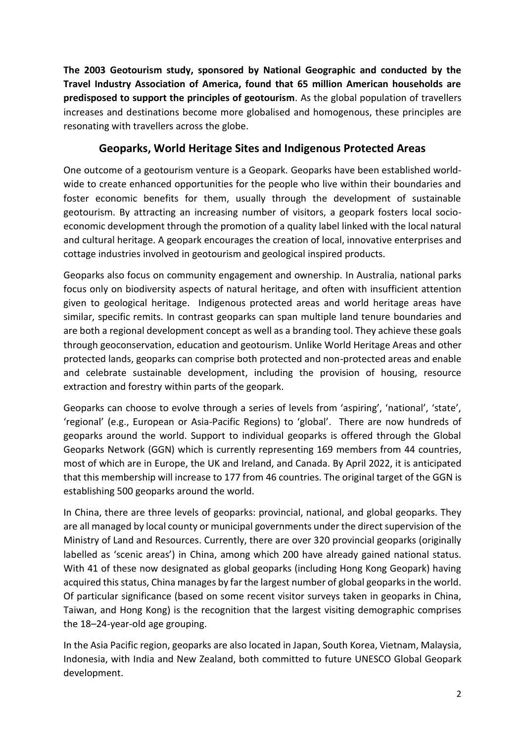**The 2003 Geotourism study, sponsored by National Geographic and conducted by the Travel Industry Association of America, found that 65 million American households are predisposed to support the principles of geotourism**. As the global population of travellers increases and destinations become more globalised and homogenous, these principles are resonating with travellers across the globe.

## Geoparks, World Heritage Sites and Indigenous Protected Areas

One outcome of a geotourism venture is a Geopark. Geoparks have been established world-wide to create enhanced opportunities for the people who live within their boundaries and foster economic benefits for them, usually through the development of sustainable geotourism. By attracting an increasing number of visitors, a geopark fosters local socio-economic development through the promotion of a quality label linked with the local natural and cultural heritage. A geopark encourages the creation of local, innovative enterprises and cottage industries involved in geotourism and geological inspired products.

Geoparks also focus on community engagement and ownership. In Australia, national parks focus only on biodiversity aspects of natural heritage, and often with insufficient attention given to geological heritage. Indigenous protected areas and world heritage areas have similar, specific remits. In contrast geoparks can span multiple land tenure boundaries and are both a regional development concept as well as a branding tool. They achieve these goals through geoconservation, education and geotourism. Unlike World Heritage Areas and other protected lands, geoparks can comprise both protected and non-protected areas and enable and celebrate sustainable development, including the provision of housing, resource extraction and forestry within parts of the geopark.

Geoparks can choose to evolve through a series of levels from 'aspiring', 'national', 'state', 'regional' (e.g., European or Asia-Pacific Regions) to 'global'. There are now hundreds of geoparks around the world. Support to individual geoparks is offered through the Global Geoparks Network (GGN) which is currently representing 169 members from 44 countries, most of which are in Europe, the UK and Ireland, and Canada. By April 2022, it is anticipated that this membership will increase to 177 from 46 countries. The original target of the GGN is establishing 500 geoparks around the world.

In China, there are three levels of geoparks: provincial, national, and global geoparks. They are all managed by local county or municipal governments under the direct supervision of the Ministry of Land and Resources. Currently, there are over 320 provincial geoparks (originally labelled as 'scenic areas') in China, among which 200 have already gained national status. With 41 of these now designated as global geoparks (including Hong Kong Geopark) having acquired this status, China manages by far the largest number of global geoparks in the world. Of particular significance (based on some recent visitor surveys taken in geoparks in China, Taiwan, and Hong Kong) is the recognition that the largest visiting demographic comprises the 18–24-year-old age grouping.

In the Asia Pacific region, geoparks are also located in Japan, South Korea, Vietnam, Malaysia, Indonesia, with India and New Zealand, both committed to future UNESCO Global Geopark development.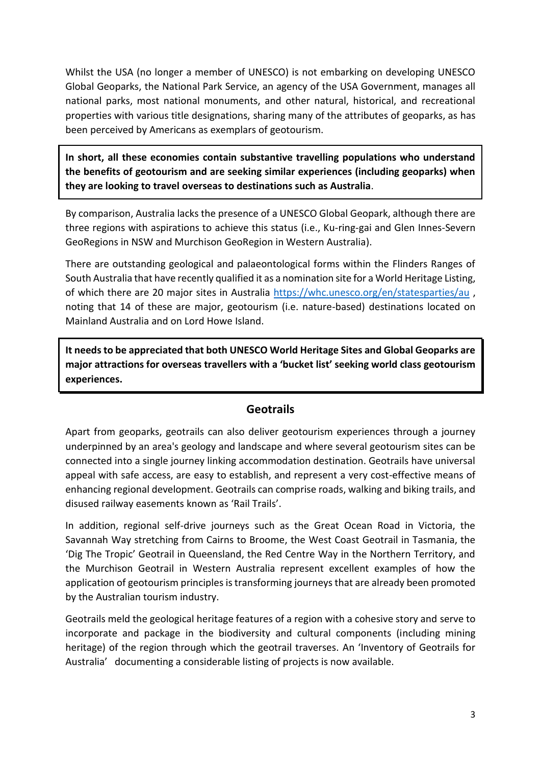Whilst the USA (no longer a member of UNESCO) is not embarking on developing UNESCO Global Geoparks, the National Park Service, an agency of the USA Government, manages all national parks, most national monuments, and other natural, historical, and recreational properties with various title designations, sharing many of the attributes of geoparks, as has been perceived by Americans as exemplars of geotourism.

**In short, all these economies contain substantive travelling populations who understand the benefits of geotourism and are seeking similar experiences (including geoparks) when they are looking to travel overseas to destinations such as Australia**.

By comparison, Australia lacks the presence of a UNESCO Global Geopark, although there are three regions with aspirations to achieve this status (i.e., Ku-ring-gai and Glen Innes-Severn GeoRegions in NSW and Murchison GeoRegion in Western Australia).

There are outstanding geological and palaeontological forms within the Flinders Ranges of South Australia that have recently qualified it as a nomination site for a World Heritage Listing, of which there are 20 major sites in Australia https://whc.unesco.org/en/statesparties/au , noting that 14 of these are major, geotourism (i.e. nature-based) destinations located on Mainland Australia and on Lord Howe Island.

**It needs to be appreciated that both UNESCO World Heritage Sites and Global Geoparks are major attractions for overseas travellers with a 'bucket list' seeking world class geotourism experiences.**

## Geotrails

Apart from geoparks, geotrails can also deliver geotourism experiences through a journey underpinned by an area's geology and landscape and where several geotourism sites can be connected into a single journey linking accommodation destination. Geotrails have universal appeal with safe access, are easy to establish, and represent a very cost-effective means of enhancing regional development. Geotrails can comprise roads, walking and biking trails, and disused railway easements known as 'Rail Trails'.

In addition, regional self-drive journeys such as the Great Ocean Road in Victoria, the Savannah Way stretching from Cairns to Broome, the West Coast Geotrail in Tasmania, the 'Dig The Tropic' Geotrail in Queensland, the Red Centre Way in the Northern Territory, and the Murchison Geotrail in Western Australia represent excellent examples of how the application of geotourism principles is transforming journeys that are already been promoted by the Australian tourism industry.

Geotrails meld the geological heritage features of a region with a cohesive story and serve to incorporate and package in the biodiversity and cultural components (including mining heritage) of the region through which the geotrail traverses. An 'Inventory of Geotrails for Australia' documenting a considerable listing of projects is now available.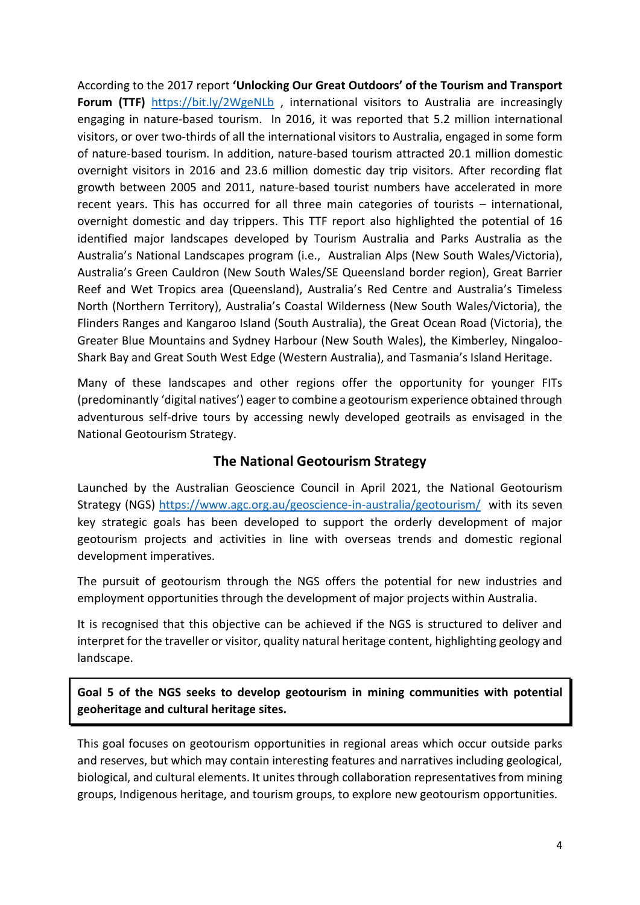According to the 2017 report **'Unlocking Our Great Outdoors' of the Tourism and Transport Forum (TTF)** https://bit.ly/2WgeNLb , international visitors to Australia are increasingly engaging in nature-based tourism. In 2016, it was reported that 5.2 million international visitors, or over two-thirds of all the international visitors to Australia, engaged in some form of nature-based tourism. In addition, nature-based tourism attracted 20.1 million domestic overnight visitors in 2016 and 23.6 million domestic day trip visitors. After recording flat growth between 2005 and 2011, nature-based tourist numbers have accelerated in more recent years. This has occurred for all three main categories of tourists – international, overnight domestic and day trippers. This TTF report also highlighted the potential of 16 identified major landscapes developed by Tourism Australia and Parks Australia as the Australia's National Landscapes program (i.e., Australian Alps (New South Wales/Victoria), Australia's Green Cauldron (New South Wales/SE Queensland border region), Great Barrier Reef and Wet Tropics area (Queensland), Australia's Red Centre and Australia's Timeless North (Northern Territory), Australia's Coastal Wilderness (New South Wales/Victoria), the Flinders Ranges and Kangaroo Island (South Australia), the Great Ocean Road (Victoria), the Greater Blue Mountains and Sydney Harbour (New South Wales), the Kimberley, Ningaloo-Shark Bay and Great South West Edge (Western Australia), and Tasmania's Island Heritage.

Many of these landscapes and other regions offer the opportunity for younger FITs (predominantly 'digital natives') eager to combine a geotourism experience obtained through adventurous self-drive tours by accessing newly developed geotrails as envisaged in the National Geotourism Strategy.

## The National Geotourism Strategy

Launched by the Australian Geoscience Council in April 2021, the National Geotourism Strategy (NGS) https://www.agc.org.au/geoscience-in-australia/geotourism/ with its seven key strategic goals has been developed to support the orderly development of major geotourism projects and activities in line with overseas trends and domestic regional development imperatives.

The pursuit of geotourism through the NGS offers the potential for new industries and employment opportunities through the development of major projects within Australia.

It is recognised that this objective can be achieved if the NGS is structured to deliver and interpret for the traveller or visitor, quality natural heritage content, highlighting geology and landscape.

**Goal 5 of the NGS seeks to develop geotourism in mining communities with potential geoheritage and cultural heritage sites.**

This goal focuses on geotourism opportunities in regional areas which occur outside parks and reserves, but which may contain interesting features and narratives including geological, biological, and cultural elements. It unites through collaboration representatives from mining groups, Indigenous heritage, and tourism groups, to explore new geotourism opportunities.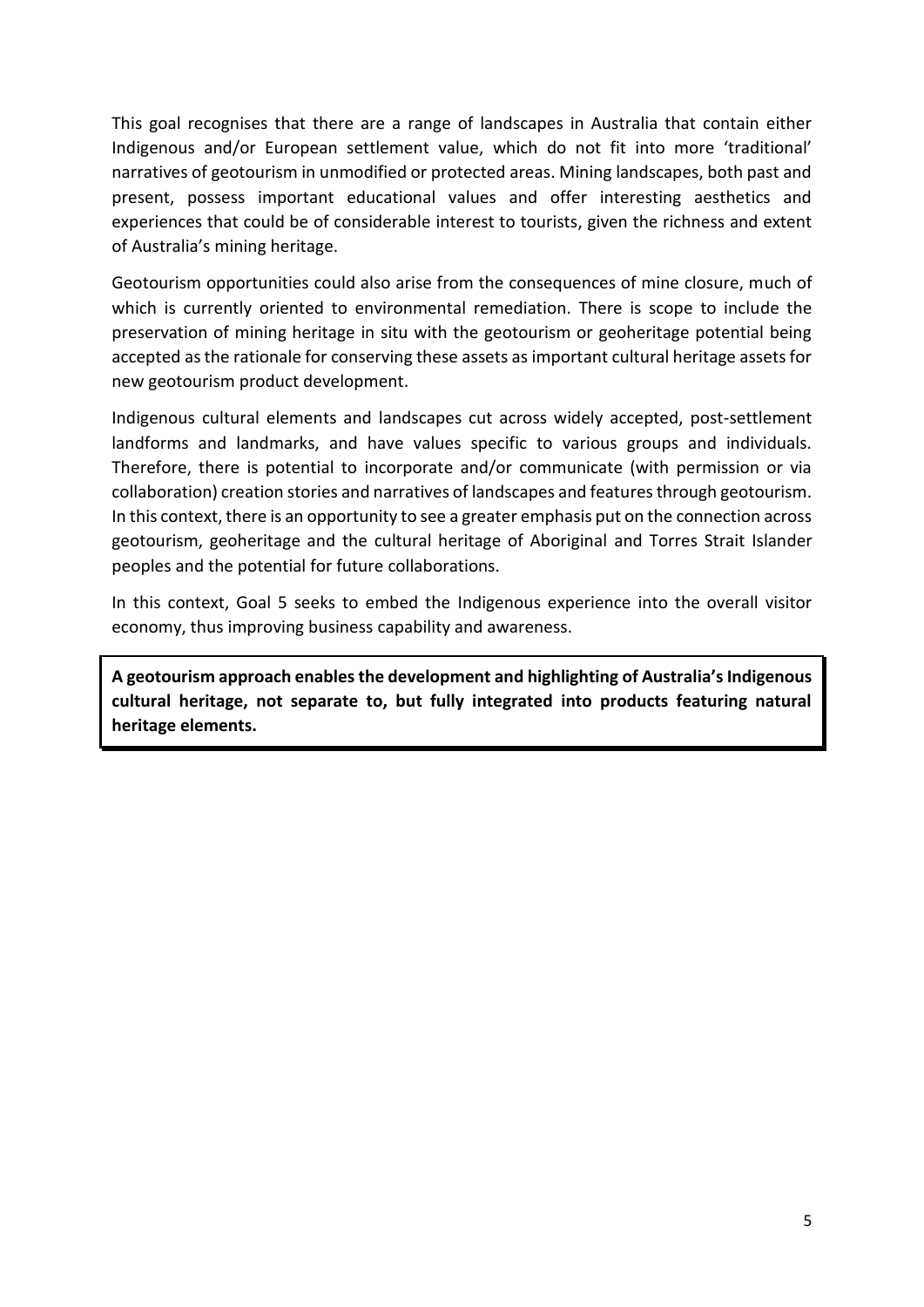This goal recognises that there are a range of landscapes in Australia that contain either Indigenous and/or European settlement value, which do not fit into more 'traditional' narratives of geotourism in unmodified or protected areas. Mining landscapes, both past and present, possess important educational values and offer interesting aesthetics and experiences that could be of considerable interest to tourists, given the richness and extent of Australia's mining heritage.

Geotourism opportunities could also arise from the consequences of mine closure, much of which is currently oriented to environmental remediation. There is scope to include the preservation of mining heritage in situ with the geotourism or geoheritage potential being accepted as the rationale for conserving these assets as important cultural heritage assets for new geotourism product development.

Indigenous cultural elements and landscapes cut across widely accepted, post-settlement landforms and landmarks, and have values specific to various groups and individuals. Therefore, there is potential to incorporate and/or communicate (with permission or via collaboration) creation stories and narratives of landscapes and features through geotourism. In this context, there is an opportunity to see a greater emphasis put on the connection across geotourism, geoheritage and the cultural heritage of Aboriginal and Torres Strait Islander peoples and the potential for future collaborations.

In this context, Goal 5 seeks to embed the Indigenous experience into the overall visitor economy, thus improving business capability and awareness.

**A geotourism approach enables the development and highlighting of Australia's Indigenous cultural heritage, not separate to, but fully integrated into products featuring natural heritage elements.**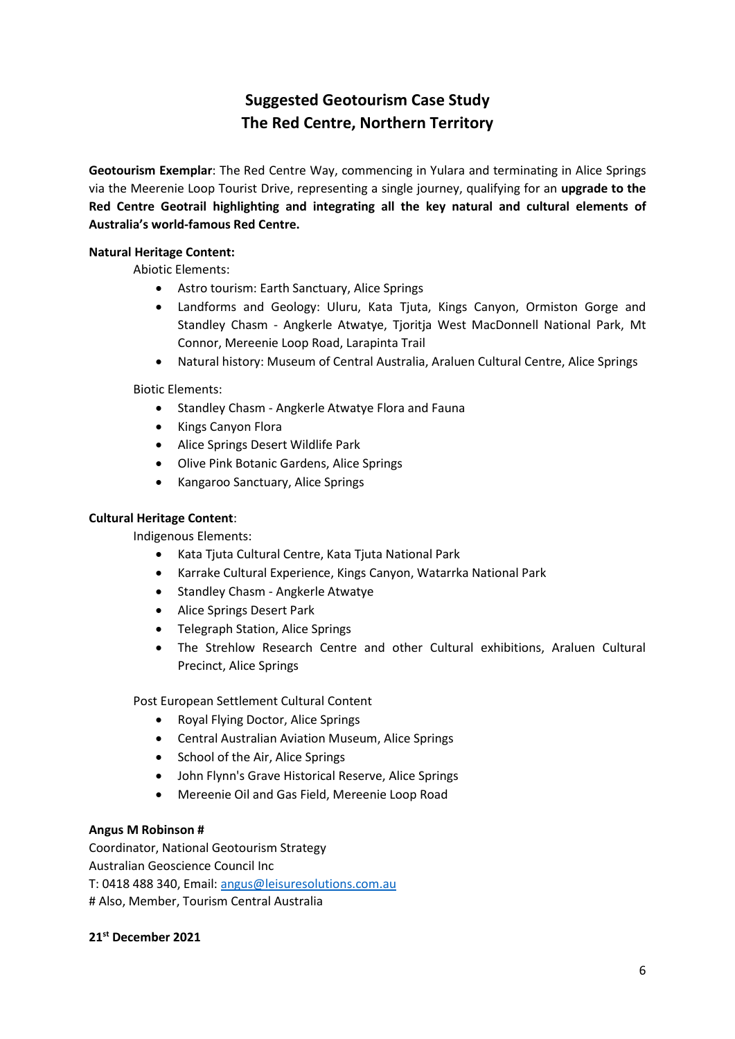# Suggested Geotourism Case Study
## The Red Centre, Northern Territory

**Geotourism Exemplar**: The Red Centre Way, commencing in Yulara and terminating in Alice Springs via the Meerenie Loop Tourist Drive, representing a single journey, qualifying for an **upgrade to the Red Centre Geotrail highlighting and integrating all the key natural and cultural elements of Australia's world-famous Red Centre.**

**Natural Heritage Content:**

Abiotic Elements:

- Astro tourism: Earth Sanctuary, Alice Springs
- Landforms and Geology: Uluru, Kata Tjuta, Kings Canyon, Ormiston Gorge and Standley Chasm - Angkerle Atwatye, Tjoritja West MacDonnell National Park, Mt Connor, Mereenie Loop Road, Larapinta Trail
- Natural history: Museum of Central Australia, Araluen Cultural Centre, Alice Springs

Biotic Elements:

- Standley Chasm - Angkerle Atwatye Flora and Fauna
- Kings Canyon Flora
- Alice Springs Desert Wildlife Park
- Olive Pink Botanic Gardens, Alice Springs
- Kangaroo Sanctuary, Alice Springs

**Cultural Heritage Content**:

Indigenous Elements:

- Kata Tjuta Cultural Centre, Kata Tjuta National Park
- Karrake Cultural Experience, Kings Canyon, Watarrka National Park
- Standley Chasm - Angkerle Atwatye
- Alice Springs Desert Park
- Telegraph Station, Alice Springs
- The Strehlow Research Centre and other Cultural exhibitions, Araluen Cultural Precinct, Alice Springs

Post European Settlement Cultural Content

- Royal Flying Doctor, Alice Springs
- Central Australian Aviation Museum, Alice Springs
- School of the Air, Alice Springs
- John Flynn's Grave Historical Reserve, Alice Springs
- Mereenie Oil and Gas Field, Mereenie Loop Road

**Angus M Robinson #**
Coordinator, National Geotourism Strategy
Australian Geoscience Council Inc
T: 0418 488 340, Email: angus@leisuresolutions.com.au
# Also, Member, Tourism Central Australia

**21st December 2021**